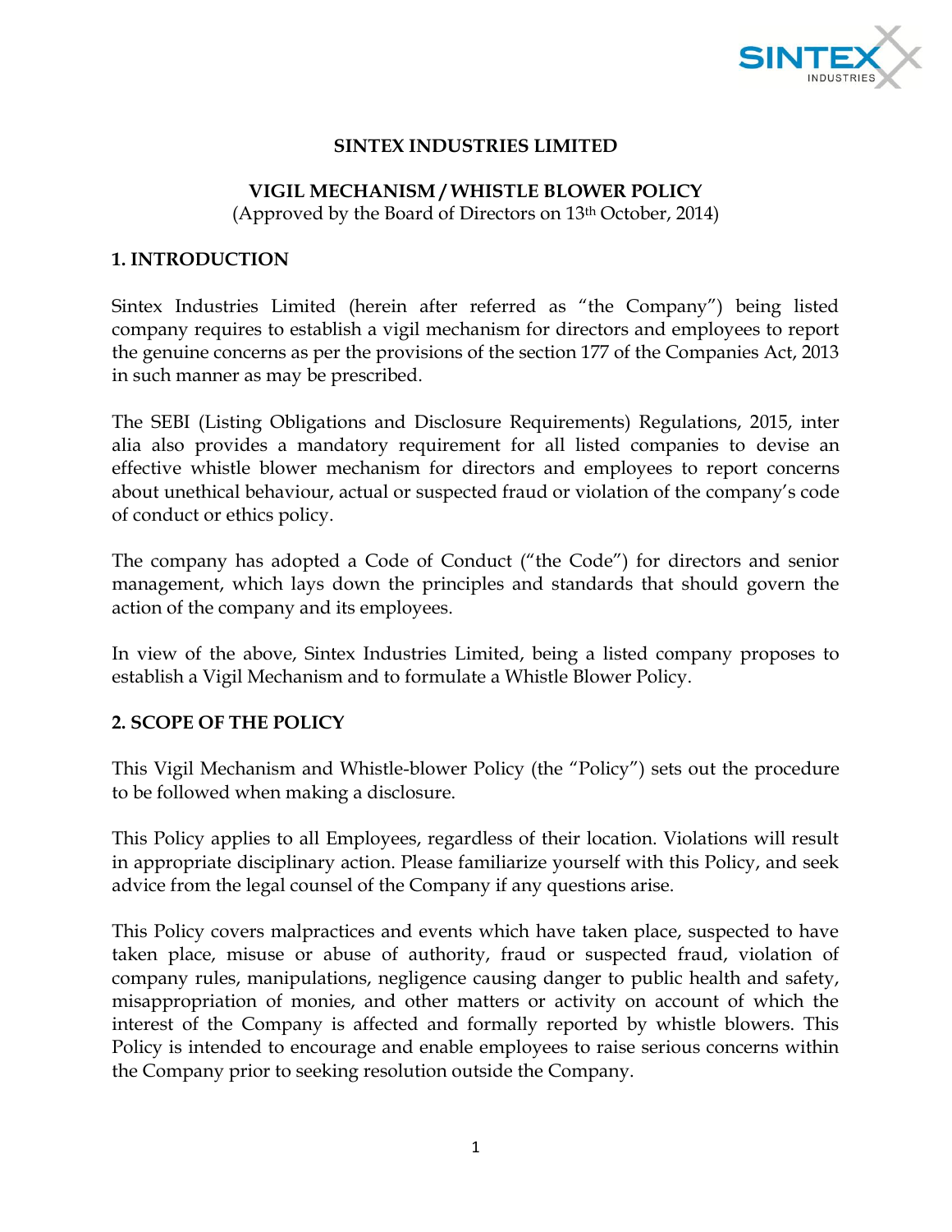# SINTEX INDUSTRIES LIMITED

## VIGIL MECHANISM / WHISTLE BLOWER POLICY

(Approved by the Board of Directors on 13th October, 2014)

### 1. INTRODUCTION

Sintex Industries Limited (herein after referred as "the Company") being listed company requires to establish a vigil mechanism for directors and employees to report the genuine concerns as per the provisions of the section 177 of the Companies Act, 2013 in such manner as may be prescribed.

The SEBI (Listing Obligations and Disclosure Requirements) Regulations, 2015, inter alia also provides a mandatory requirement for all listed companies to devise an effective whistle blower mechanism for directors and employees to report concerns about unethical behaviour, actual or suspected fraud or violation of the company's code of conduct or ethics policy.

The company has adopted a Code of Conduct ("the Code") for directors and senior management, which lays down the principles and standards that should govern the action of the company and its employees.

In view of the above, Sintex Industries Limited, being a listed company proposes to establish a Vigil Mechanism and to formulate a Whistle Blower Policy.

### 2. SCOPE OF THE POLICY

This Vigil Mechanism and Whistle-blower Policy (the "Policy") sets out the procedure to be followed when making a disclosure.

This Policy applies to all Employees, regardless of their location. Violations will result in appropriate disciplinary action. Please familiarize yourself with this Policy, and seek advice from the legal counsel of the Company if any questions arise.

This Policy covers malpractices and events which have taken place, suspected to have taken place, misuse or abuse of authority, fraud or suspected fraud, violation of company rules, manipulations, negligence causing danger to public health and safety, misappropriation of monies, and other matters or activity on account of which the interest of the Company is affected and formally reported by whistle blowers. This Policy is intended to encourage and enable employees to raise serious concerns within the Company prior to seeking resolution outside the Company.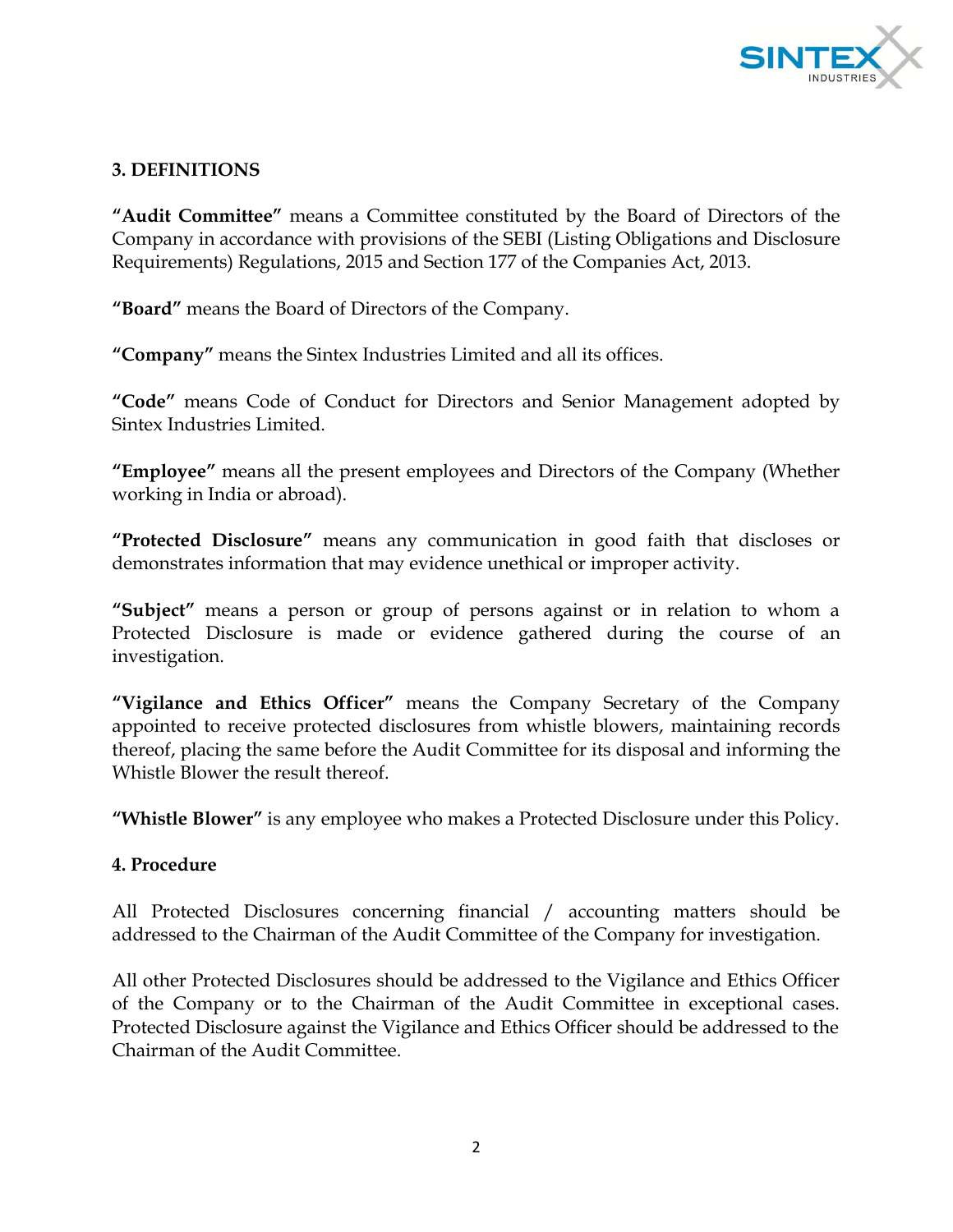## 3. DEFINITIONS

**"Audit Committee"** means a Committee constituted by the Board of Directors of the Company in accordance with provisions of the SEBI (Listing Obligations and Disclosure Requirements) Regulations, 2015 and Section 177 of the Companies Act, 2013.

**"Board"** means the Board of Directors of the Company.

**"Company"** means the Sintex Industries Limited and all its offices.

**"Code"** means Code of Conduct for Directors and Senior Management adopted by Sintex Industries Limited.

**"Employee"** means all the present employees and Directors of the Company (Whether working in India or abroad).

**"Protected Disclosure"** means any communication in good faith that discloses or demonstrates information that may evidence unethical or improper activity.

**"Subject"** means a person or group of persons against or in relation to whom a Protected Disclosure is made or evidence gathered during the course of an investigation.

**"Vigilance and Ethics Officer"** means the Company Secretary of the Company appointed to receive protected disclosures from whistle blowers, maintaining records thereof, placing the same before the Audit Committee for its disposal and informing the Whistle Blower the result thereof.

**"Whistle Blower"** is any employee who makes a Protected Disclosure under this Policy.

## 4. Procedure

All Protected Disclosures concerning financial / accounting matters should be addressed to the Chairman of the Audit Committee of the Company for investigation.

All other Protected Disclosures should be addressed to the Vigilance and Ethics Officer of the Company or to the Chairman of the Audit Committee in exceptional cases. Protected Disclosure against the Vigilance and Ethics Officer should be addressed to the Chairman of the Audit Committee.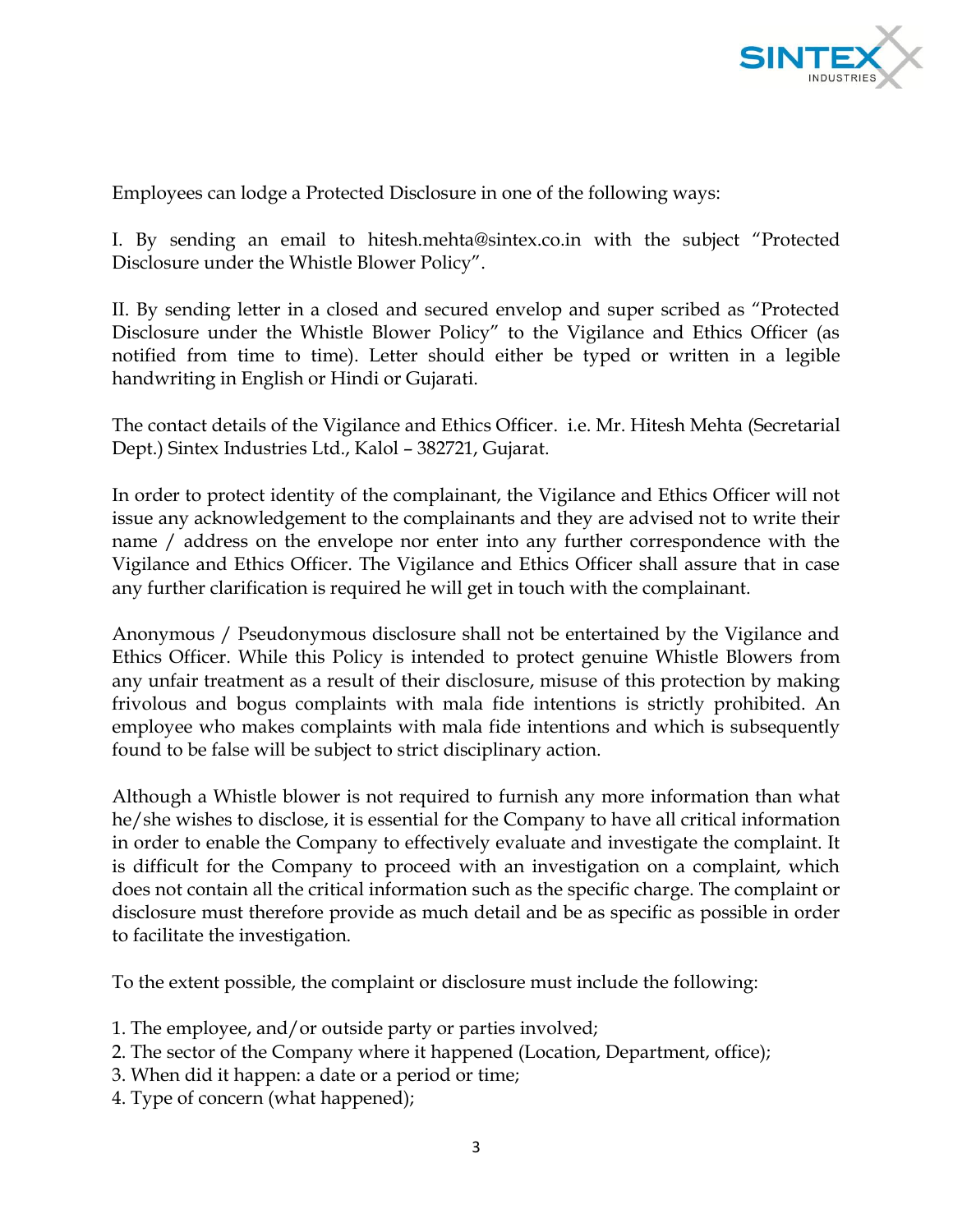Employees can lodge a Protected Disclosure in one of the following ways:

I. By sending an email to hitesh.mehta@sintex.co.in with the subject "Protected Disclosure under the Whistle Blower Policy".

II. By sending letter in a closed and secured envelop and super scribed as "Protected Disclosure under the Whistle Blower Policy" to the Vigilance and Ethics Officer (as notified from time to time). Letter should either be typed or written in a legible handwriting in English or Hindi or Gujarati.

The contact details of the Vigilance and Ethics Officer. i.e. Mr. Hitesh Mehta (Secretarial Dept.) Sintex Industries Ltd., Kalol – 382721, Gujarat.

In order to protect identity of the complainant, the Vigilance and Ethics Officer will not issue any acknowledgement to the complainants and they are advised not to write their name / address on the envelope nor enter into any further correspondence with the Vigilance and Ethics Officer. The Vigilance and Ethics Officer shall assure that in case any further clarification is required he will get in touch with the complainant.

Anonymous / Pseudonymous disclosure shall not be entertained by the Vigilance and Ethics Officer. While this Policy is intended to protect genuine Whistle Blowers from any unfair treatment as a result of their disclosure, misuse of this protection by making frivolous and bogus complaints with mala fide intentions is strictly prohibited. An employee who makes complaints with mala fide intentions and which is subsequently found to be false will be subject to strict disciplinary action.

Although a Whistle blower is not required to furnish any more information than what he/she wishes to disclose, it is essential for the Company to have all critical information in order to enable the Company to effectively evaluate and investigate the complaint. It is difficult for the Company to proceed with an investigation on a complaint, which does not contain all the critical information such as the specific charge. The complaint or disclosure must therefore provide as much detail and be as specific as possible in order to facilitate the investigation.

To the extent possible, the complaint or disclosure must include the following:

1. The employee, and/or outside party or parties involved;
2. The sector of the Company where it happened (Location, Department, office);
3. When did it happen: a date or a period or time;
4. Type of concern (what happened);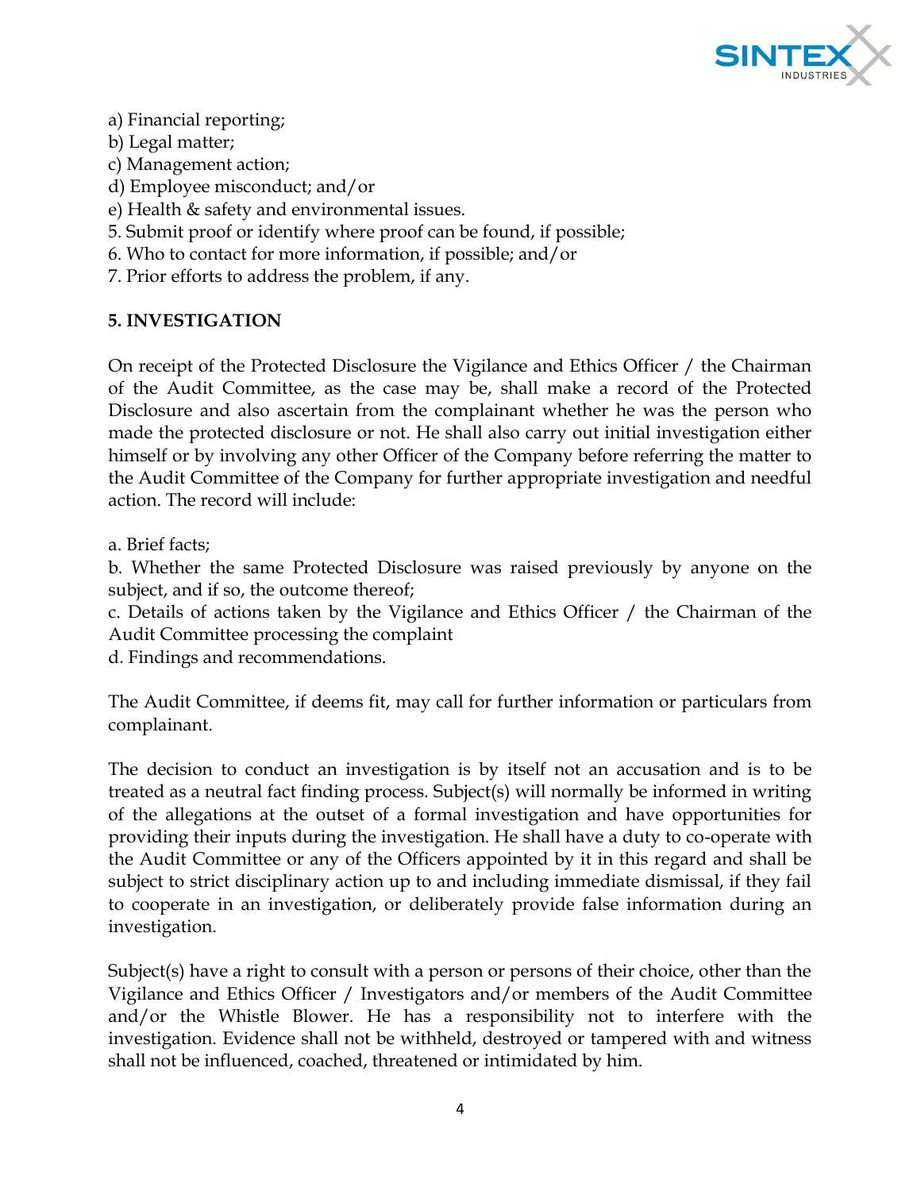a) Financial reporting;
b) Legal matter;
c) Management action;
d) Employee misconduct; and/or
e) Health & safety and environmental issues.
5. Submit proof or identify where proof can be found, if possible;
6. Who to contact for more information, if possible; and/or
7. Prior efforts to address the problem, if any.

**5. INVESTIGATION**

On receipt of the Protected Disclosure the Vigilance and Ethics Officer / the Chairman of the Audit Committee, as the case may be, shall make a record of the Protected Disclosure and also ascertain from the complainant whether he was the person who made the protected disclosure or not. He shall also carry out initial investigation either himself or by involving any other Officer of the Company before referring the matter to the Audit Committee of the Company for further appropriate investigation and needful action. The record will include:

a. Brief facts;
b. Whether the same Protected Disclosure was raised previously by anyone on the subject, and if so, the outcome thereof;
c. Details of actions taken by the Vigilance and Ethics Officer / the Chairman of the Audit Committee processing the complaint
d. Findings and recommendations.

The Audit Committee, if deems fit, may call for further information or particulars from complainant.

The decision to conduct an investigation is by itself not an accusation and is to be treated as a neutral fact finding process. Subject(s) will normally be informed in writing of the allegations at the outset of a formal investigation and have opportunities for providing their inputs during the investigation. He shall have a duty to co-operate with the Audit Committee or any of the Officers appointed by it in this regard and shall be subject to strict disciplinary action up to and including immediate dismissal, if they fail to cooperate in an investigation, or deliberately provide false information during an investigation.

Subject(s) have a right to consult with a person or persons of their choice, other than the Vigilance and Ethics Officer / Investigators and/or members of the Audit Committee and/or the Whistle Blower. He has a responsibility not to interfere with the investigation. Evidence shall not be withheld, destroyed or tampered with and witness shall not be influenced, coached, threatened or intimidated by him.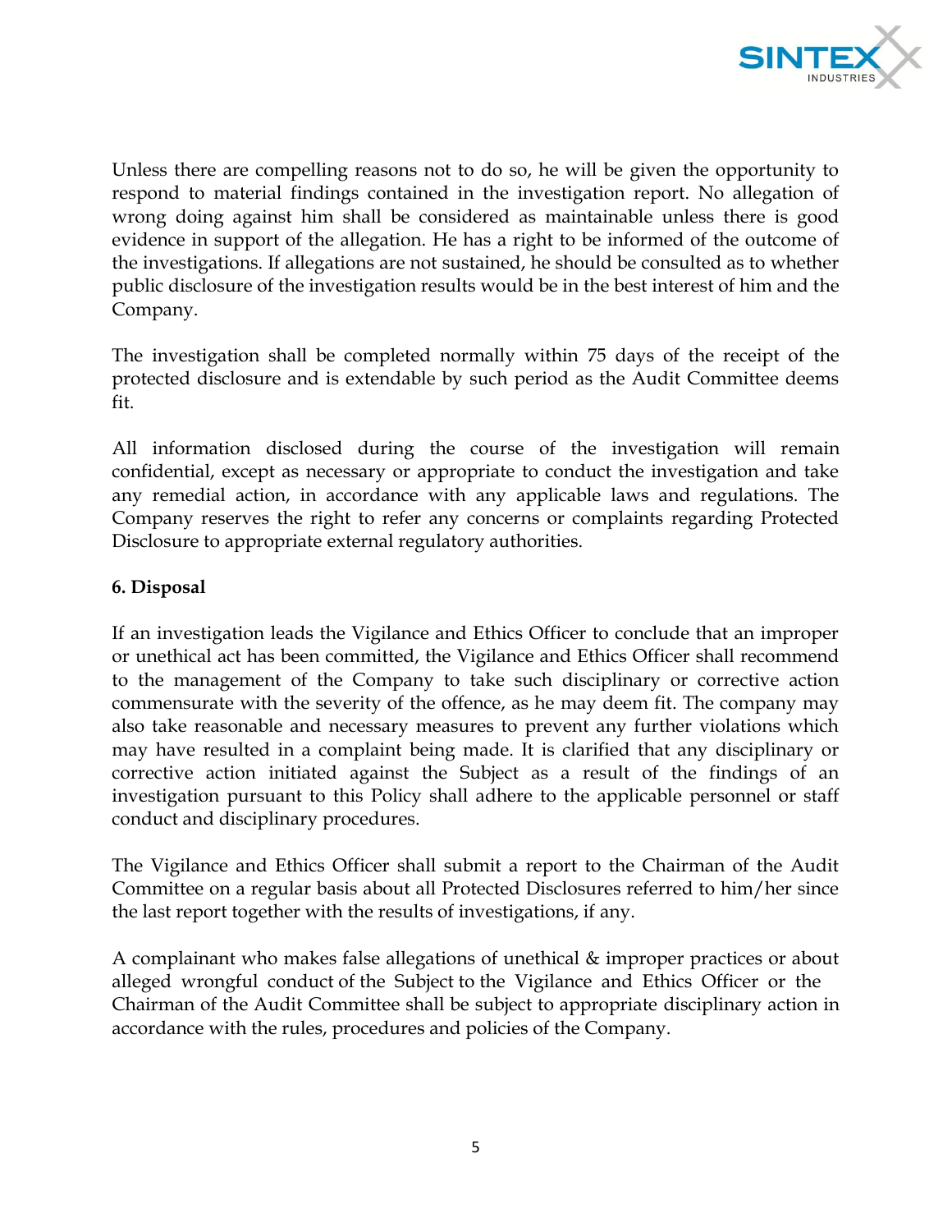Unless there are compelling reasons not to do so, he will be given the opportunity to respond to material findings contained in the investigation report. No allegation of wrong doing against him shall be considered as maintainable unless there is good evidence in support of the allegation. He has a right to be informed of the outcome of the investigations. If allegations are not sustained, he should be consulted as to whether public disclosure of the investigation results would be in the best interest of him and the Company.

The investigation shall be completed normally within 75 days of the receipt of the protected disclosure and is extendable by such period as the Audit Committee deems fit.

All information disclosed during the course of the investigation will remain confidential, except as necessary or appropriate to conduct the investigation and take any remedial action, in accordance with any applicable laws and regulations. The Company reserves the right to refer any concerns or complaints regarding Protected Disclosure to appropriate external regulatory authorities.

**6. Disposal**

If an investigation leads the Vigilance and Ethics Officer to conclude that an improper or unethical act has been committed, the Vigilance and Ethics Officer shall recommend to the management of the Company to take such disciplinary or corrective action commensurate with the severity of the offence, as he may deem fit. The company may also take reasonable and necessary measures to prevent any further violations which may have resulted in a complaint being made. It is clarified that any disciplinary or corrective action initiated against the Subject as a result of the findings of an investigation pursuant to this Policy shall adhere to the applicable personnel or staff conduct and disciplinary procedures.

The Vigilance and Ethics Officer shall submit a report to the Chairman of the Audit Committee on a regular basis about all Protected Disclosures referred to him/her since the last report together with the results of investigations, if any.

A complainant who makes false allegations of unethical & improper practices or about alleged wrongful conduct of the Subject to the Vigilance and Ethics Officer or the Chairman of the Audit Committee shall be subject to appropriate disciplinary action in accordance with the rules, procedures and policies of the Company.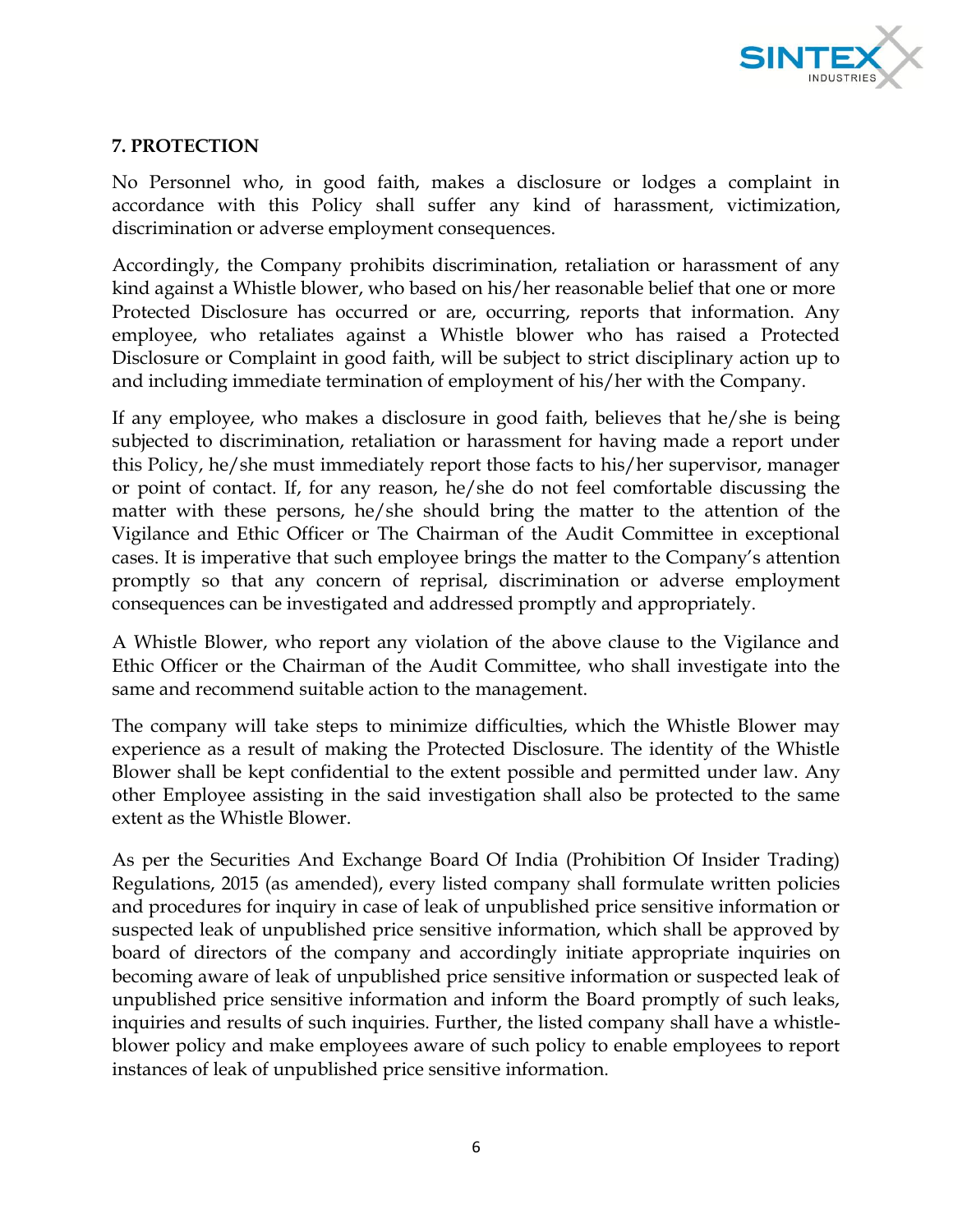## 7. PROTECTION

No Personnel who, in good faith, makes a disclosure or lodges a complaint in accordance with this Policy shall suffer any kind of harassment, victimization, discrimination or adverse employment consequences.

Accordingly, the Company prohibits discrimination, retaliation or harassment of any kind against a Whistle blower, who based on his/her reasonable belief that one or more Protected Disclosure has occurred or are, occurring, reports that information. Any employee, who retaliates against a Whistle blower who has raised a Protected Disclosure or Complaint in good faith, will be subject to strict disciplinary action up to and including immediate termination of employment of his/her with the Company.

If any employee, who makes a disclosure in good faith, believes that he/she is being subjected to discrimination, retaliation or harassment for having made a report under this Policy, he/she must immediately report those facts to his/her supervisor, manager or point of contact. If, for any reason, he/she do not feel comfortable discussing the matter with these persons, he/she should bring the matter to the attention of the Vigilance and Ethic Officer or The Chairman of the Audit Committee in exceptional cases. It is imperative that such employee brings the matter to the Company's attention promptly so that any concern of reprisal, discrimination or adverse employment consequences can be investigated and addressed promptly and appropriately.

A Whistle Blower, who report any violation of the above clause to the Vigilance and Ethic Officer or the Chairman of the Audit Committee, who shall investigate into the same and recommend suitable action to the management.

The company will take steps to minimize difficulties, which the Whistle Blower may experience as a result of making the Protected Disclosure. The identity of the Whistle Blower shall be kept confidential to the extent possible and permitted under law. Any other Employee assisting in the said investigation shall also be protected to the same extent as the Whistle Blower.

As per the Securities And Exchange Board Of India (Prohibition Of Insider Trading) Regulations, 2015 (as amended), every listed company shall formulate written policies and procedures for inquiry in case of leak of unpublished price sensitive information or suspected leak of unpublished price sensitive information, which shall be approved by board of directors of the company and accordingly initiate appropriate inquiries on becoming aware of leak of unpublished price sensitive information or suspected leak of unpublished price sensitive information and inform the Board promptly of such leaks, inquiries and results of such inquiries. Further, the listed company shall have a whistle-blower policy and make employees aware of such policy to enable employees to report instances of leak of unpublished price sensitive information.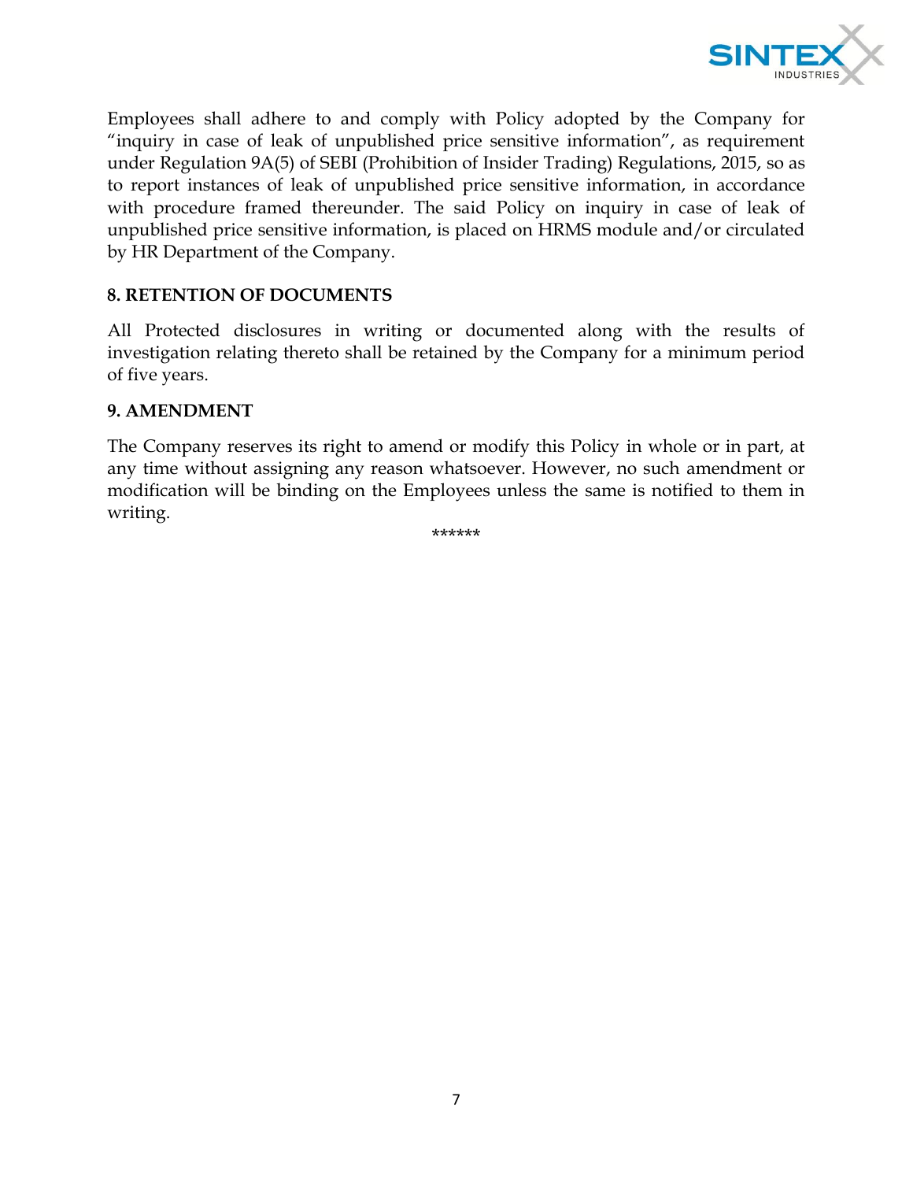Employees shall adhere to and comply with Policy adopted by the Company for "inquiry in case of leak of unpublished price sensitive information", as requirement under Regulation 9A(5) of SEBI (Prohibition of Insider Trading) Regulations, 2015, so as to report instances of leak of unpublished price sensitive information, in accordance with procedure framed thereunder. The said Policy on inquiry in case of leak of unpublished price sensitive information, is placed on HRMS module and/or circulated by HR Department of the Company.

**8. RETENTION OF DOCUMENTS**

All Protected disclosures in writing or documented along with the results of investigation relating thereto shall be retained by the Company for a minimum period of five years.

**9. AMENDMENT**

The Company reserves its right to amend or modify this Policy in whole or in part, at any time without assigning any reason whatsoever. However, no such amendment or modification will be binding on the Employees unless the same is notified to them in writing.

******